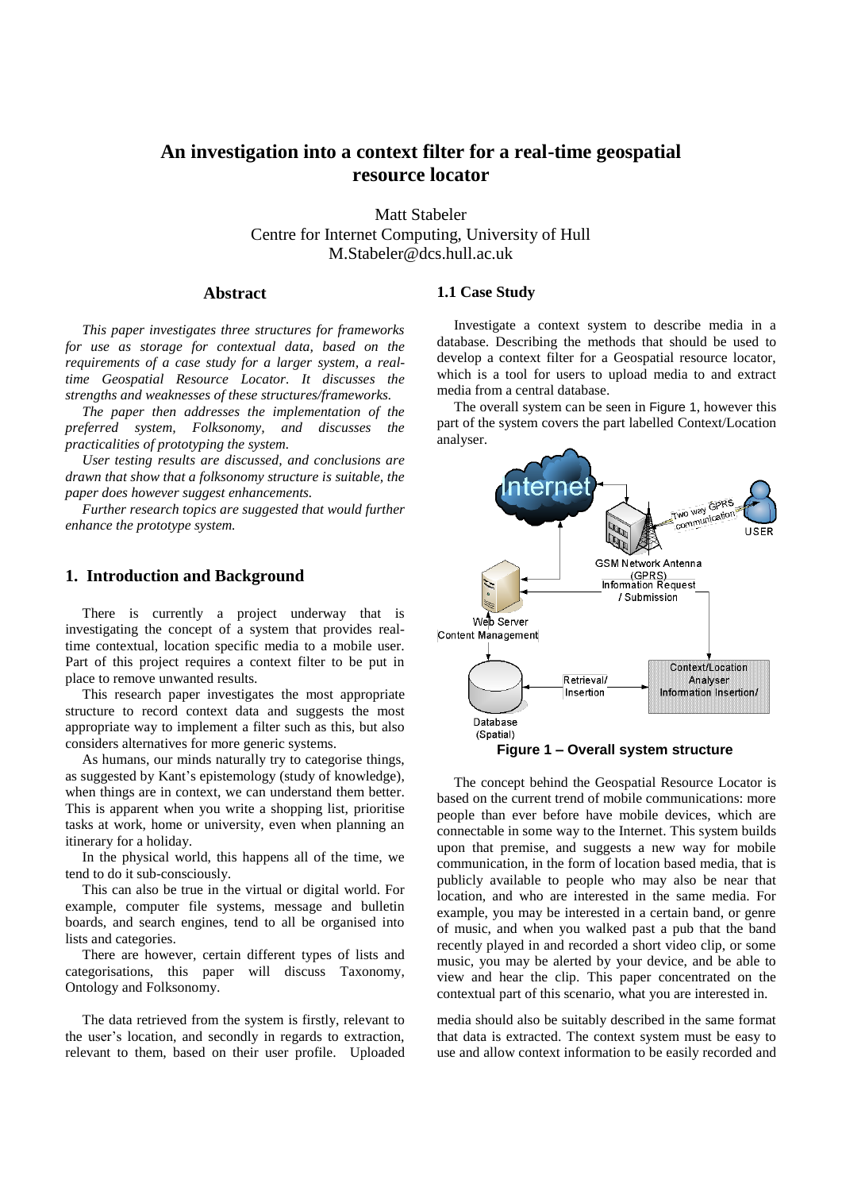# An investigation into a context filter for a real-time geospatial resource locator

Matt Stabeler
Centre for Internet Computing, University of Hull
M.Stabeler@dcs.hull.ac.uk

## Abstract

*This paper investigates three structures for frameworks for use as storage for contextual data, based on the requirements of a case study for a larger system, a real-time Geospatial Resource Locator. It discusses the strengths and weaknesses of these structures/frameworks.*

*The paper then addresses the implementation of the preferred system, Folksonomy, and discusses the practicalities of prototyping the system.*

*User testing results are discussed, and conclusions are drawn that show that a folksonomy structure is suitable, the paper does however suggest enhancements.*

*Further research topics are suggested that would further enhance the prototype system.*

## 1. Introduction and Background

There is currently a project underway that is investigating the concept of a system that provides real-time contextual, location specific media to a mobile user. Part of this project requires a context filter to be put in place to remove unwanted results.

This research paper investigates the most appropriate structure to record context data and suggests the most appropriate way to implement a filter such as this, but also considers alternatives for more generic systems.

As humans, our minds naturally try to categorise things, as suggested by Kant's epistemology (study of knowledge), when things are in context, we can understand them better. This is apparent when you write a shopping list, prioritise tasks at work, home or university, even when planning an itinerary for a holiday.

In the physical world, this happens all of the time, we tend to do it sub-consciously.

This can also be true in the virtual or digital world. For example, computer file systems, message and bulletin boards, and search engines, tend to all be organised into lists and categories.

There are however, certain different types of lists and categorisations, this paper will discuss Taxonomy, Ontology and Folksonomy.

The data retrieved from the system is firstly, relevant to the user's location, and secondly in regards to extraction, relevant to them, based on their user profile. Uploaded media should also be suitably described in the same format that data is extracted. The context system must be easy to use and allow context information to be easily recorded and

### 1.1 Case Study

Investigate a context system to describe media in a database. Describing the methods that should be used to develop a context filter for a Geospatial resource locator, which is a tool for users to upload media to and extract media from a central database.

The overall system can be seen in Figure 1, however this part of the system covers the part labelled Context/Location analyser.

**Figure 1 – Overall system structure**

The concept behind the Geospatial Resource Locator is based on the current trend of mobile communications: more people than ever before have mobile devices, which are connectable in some way to the Internet. This system builds upon that premise, and suggests a new way for mobile communication, in the form of location based media, that is publicly available to people who may also be near that location, and who are interested in the same media. For example, you may be interested in a certain band, or genre of music, and when you walked past a pub that the band recently played in and recorded a short video clip, or some music, you may be alerted by your device, and be able to view and hear the clip. This paper concentrated on the contextual part of this scenario, what you are interested in.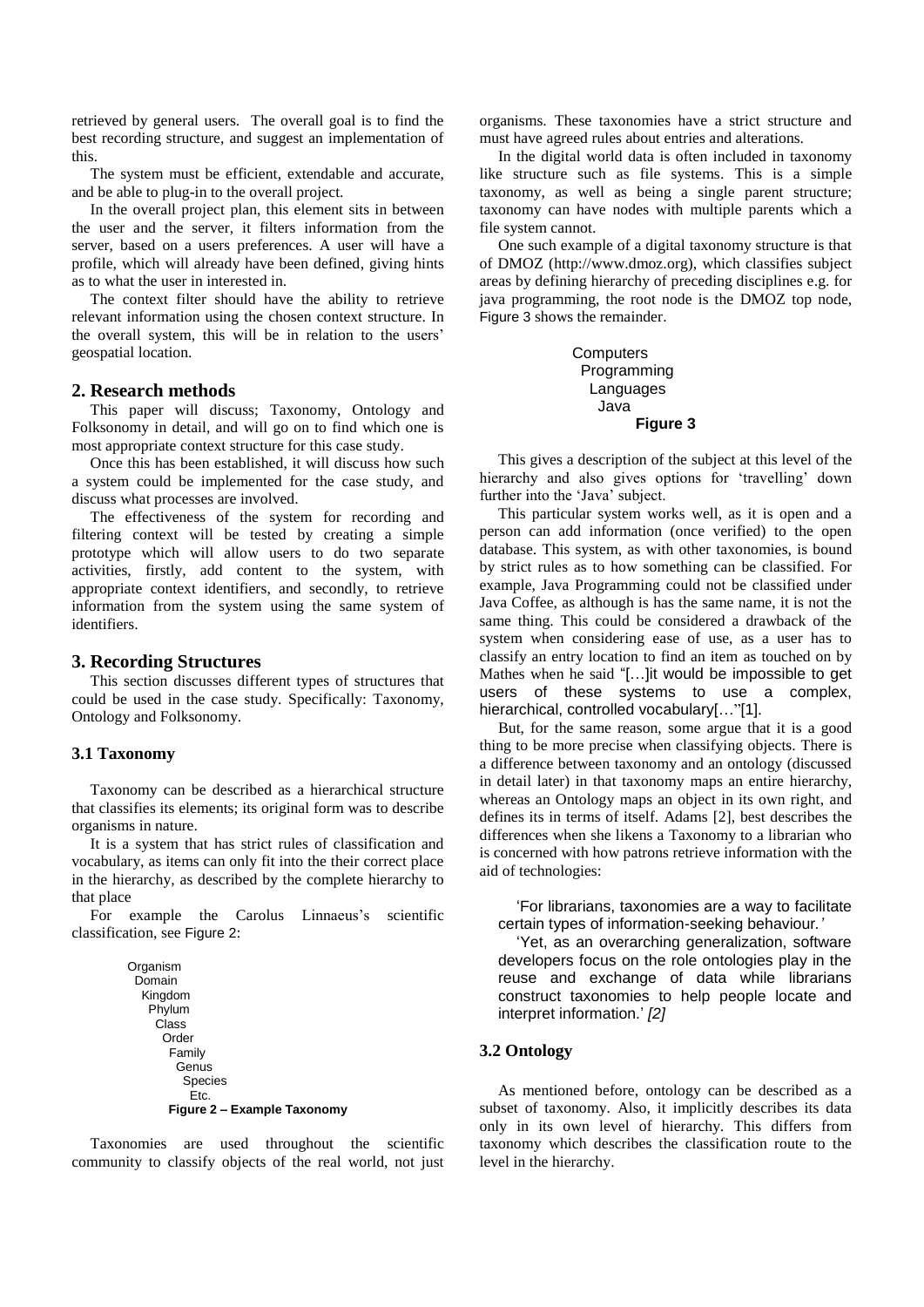retrieved by general users. The overall goal is to find the best recording structure, and suggest an implementation of this.

The system must be efficient, extendable and accurate, and be able to plug-in to the overall project.

In the overall project plan, this element sits in between the user and the server, it filters information from the server, based on a users preferences. A user will have a profile, which will already have been defined, giving hints as to what the user in interested in.

The context filter should have the ability to retrieve relevant information using the chosen context structure. In the overall system, this will be in relation to the users' geospatial location.

## 2. Research methods

This paper will discuss; Taxonomy, Ontology and Folksonomy in detail, and will go on to find which one is most appropriate context structure for this case study.

Once this has been established, it will discuss how such a system could be implemented for the case study, and discuss what processes are involved.

The effectiveness of the system for recording and filtering context will be tested by creating a simple prototype which will allow users to do two separate activities, firstly, add content to the system, with appropriate context identifiers, and secondly, to retrieve information from the system using the same system of identifiers.

## 3. Recording Structures

This section discusses different types of structures that could be used in the case study. Specifically: Taxonomy, Ontology and Folksonomy.

### 3.1 Taxonomy

Taxonomy can be described as a hierarchical structure that classifies its elements; its original form was to describe organisms in nature.

It is a system that has strict rules of classification and vocabulary, as items can only fit into the their correct place in the hierarchy, as described by the complete hierarchy to that place

For example the Carolus Linnaeus's scientific classification, see Figure 2:

```
Organism
 Domain
  Kingdom
   Phylum
    Class
     Order
      Family
       Genus
        Species
         Etc.
```

**Figure 2 – Example Taxonomy**

Taxonomies are used throughout the scientific community to classify objects of the real world, not just organisms. These taxonomies have a strict structure and must have agreed rules about entries and alterations.

In the digital world data is often included in taxonomy like structure such as file systems. This is a simple taxonomy, as well as being a single parent structure; taxonomy can have nodes with multiple parents which a file system cannot.

One such example of a digital taxonomy structure is that of DMOZ (http://www.dmoz.org), which classifies subject areas by defining hierarchy of preceding disciplines e.g. for java programming, the root node is the DMOZ top node, Figure 3 shows the remainder.

```
Computers
 Programming
  Languages
   Java
```

**Figure 3**

This gives a description of the subject at this level of the hierarchy and also gives options for 'travelling' down further into the 'Java' subject.

This particular system works well, as it is open and a person can add information (once verified) to the open database. This system, as with other taxonomies, is bound by strict rules as to how something can be classified. For example, Java Programming could not be classified under Java Coffee, as although is has the same name, it is not the same thing. This could be considered a drawback of the system when considering ease of use, as a user has to classify an entry location to find an item as touched on by Mathes when he said "[…]it would be impossible to get users of these systems to use a complex, hierarchical, controlled vocabulary[…"[1].

But, for the same reason, some argue that it is a good thing to be more precise when classifying objects. There is a difference between taxonomy and an ontology (discussed in detail later) in that taxonomy maps an entire hierarchy, whereas an Ontology maps an object in its own right, and defines its in terms of itself. Adams [2], best describes the differences when she likens a Taxonomy to a librarian who is concerned with how patrons retrieve information with the aid of technologies:

> 'For librarians, taxonomies are a way to facilitate certain types of information-seeking behaviour.'
>
> 'Yet, as an overarching generalization, software developers focus on the role ontologies play in the reuse and exchange of data while librarians construct taxonomies to help people locate and interpret information.' *[2]*

### 3.2 Ontology

As mentioned before, ontology can be described as a subset of taxonomy. Also, it implicitly describes its data only in its own level of hierarchy. This differs from taxonomy which describes the classification route to the level in the hierarchy.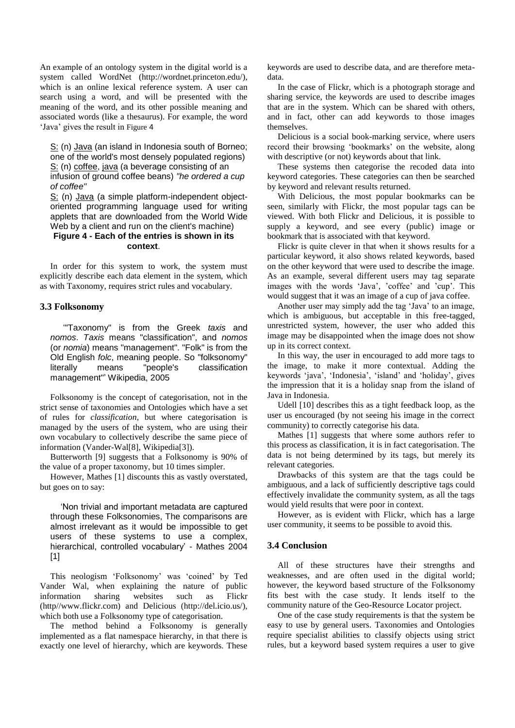An example of an ontology system in the digital world is a system called WordNet (http://wordnet.princeton.edu/), which is an online lexical reference system. A user can search using a word, and will be presented with the meaning of the word, and its other possible meaning and associated words (like a thesaurus). For example, the word 'Java' gives the result in Figure 4

> S: (n) Java (an island in Indonesia south of Borneo; one of the world's most densely populated regions)
> S: (n) coffee, java (a beverage consisting of an infusion of ground coffee beans) *"he ordered a cup of coffee"*
> S: (n) Java (a simple platform-independent object-oriented programming language used for writing applets that are downloaded from the World Wide Web by a client and run on the client's machine)

**Figure 4 - Each of the entries is shown in its context**.

In order for this system to work, the system must explicitly describe each data element in the system, which as with Taxonomy, requires strict rules and vocabulary.

### 3.3 Folksonomy

> '"Taxonomy" is from the Greek *taxis* and *nomos*. *Taxis* means "classification", and *nomos* (or *nomia*) means "management". "Folk" is from the Old English *folc*, meaning people. So "folksonomy" literally means "people's classification management"' Wikipedia, 2005

Folksonomy is the concept of categorisation, not in the strict sense of taxonomies and Ontologies which have a set of rules for *classification*, but where categorisation is managed by the users of the system, who are using their own vocabulary to collectively describe the same piece of information (Vander-Wal[8], Wikipedia[3]).

Butterworth [9] suggests that a Folksonomy is 90% of the value of a proper taxonomy, but 10 times simpler.

However, Mathes [1] discounts this as vastly overstated, but goes on to say:

> 'Non trivial and important metadata are captured through these Folksonomies, The comparisons are almost irrelevant as it would be impossible to get users of these systems to use a complex, hierarchical, controlled vocabulary' - Mathes 2004 [1]

This neologism 'Folksonomy' was 'coined' by Ted Vander Wal, when explaining the nature of public information sharing websites such as Flickr (http//www.flickr.com) and Delicious (http://del.icio.us/), which both use a Folksonomy type of categorisation.

The method behind a Folksonomy is generally implemented as a flat namespace hierarchy, in that there is exactly one level of hierarchy, which are keywords. These keywords are used to describe data, and are therefore meta-data.

In the case of Flickr, which is a photograph storage and sharing service, the keywords are used to describe images that are in the system. Which can be shared with others, and in fact, other can add keywords to those images themselves.

Delicious is a social book-marking service, where users record their browsing 'bookmarks' on the website, along with descriptive (or not) keywords about that link.

These systems then categorise the recoded data into keyword categories. These categories can then be searched by keyword and relevant results returned.

With Delicious, the most popular bookmarks can be seen, similarly with Flickr, the most popular tags can be viewed. With both Flickr and Delicious, it is possible to supply a keyword, and see every (public) image or bookmark that is associated with that keyword.

Flickr is quite clever in that when it shows results for a particular keyword, it also shows related keywords, based on the other keyword that were used to describe the image. As an example, several different users may tag separate images with the words 'Java', 'coffee' and 'cup'. This would suggest that it was an image of a cup of java coffee.

Another user may simply add the tag 'Java' to an image, which is ambiguous, but acceptable in this free-tagged, unrestricted system, however, the user who added this image may be disappointed when the image does not show up in its correct context.

In this way, the user in encouraged to add more tags to the image, to make it more contextual. Adding the keywords 'java', 'Indonesia', 'island' and 'holiday', gives the impression that it is a holiday snap from the island of Java in Indonesia.

Udell [10] describes this as a tight feedback loop, as the user us encouraged (by not seeing his image in the correct community) to correctly categorise his data.

Mathes [1] suggests that where some authors refer to this process as classification, it is in fact categorisation. The data is not being determined by its tags, but merely its relevant categories.

Drawbacks of this system are that the tags could be ambiguous, and a lack of sufficiently descriptive tags could effectively invalidate the community system, as all the tags would yield results that were poor in context.

However, as is evident with Flickr, which has a large user community, it seems to be possible to avoid this.

### 3.4 Conclusion

All of these structures have their strengths and weaknesses, and are often used in the digital world; however, the keyword based structure of the Folksonomy fits best with the case study. It lends itself to the community nature of the Geo-Resource Locator project.

One of the case study requirements is that the system be easy to use by general users. Taxonomies and Ontologies require specialist abilities to classify objects using strict rules, but a keyword based system requires a user to give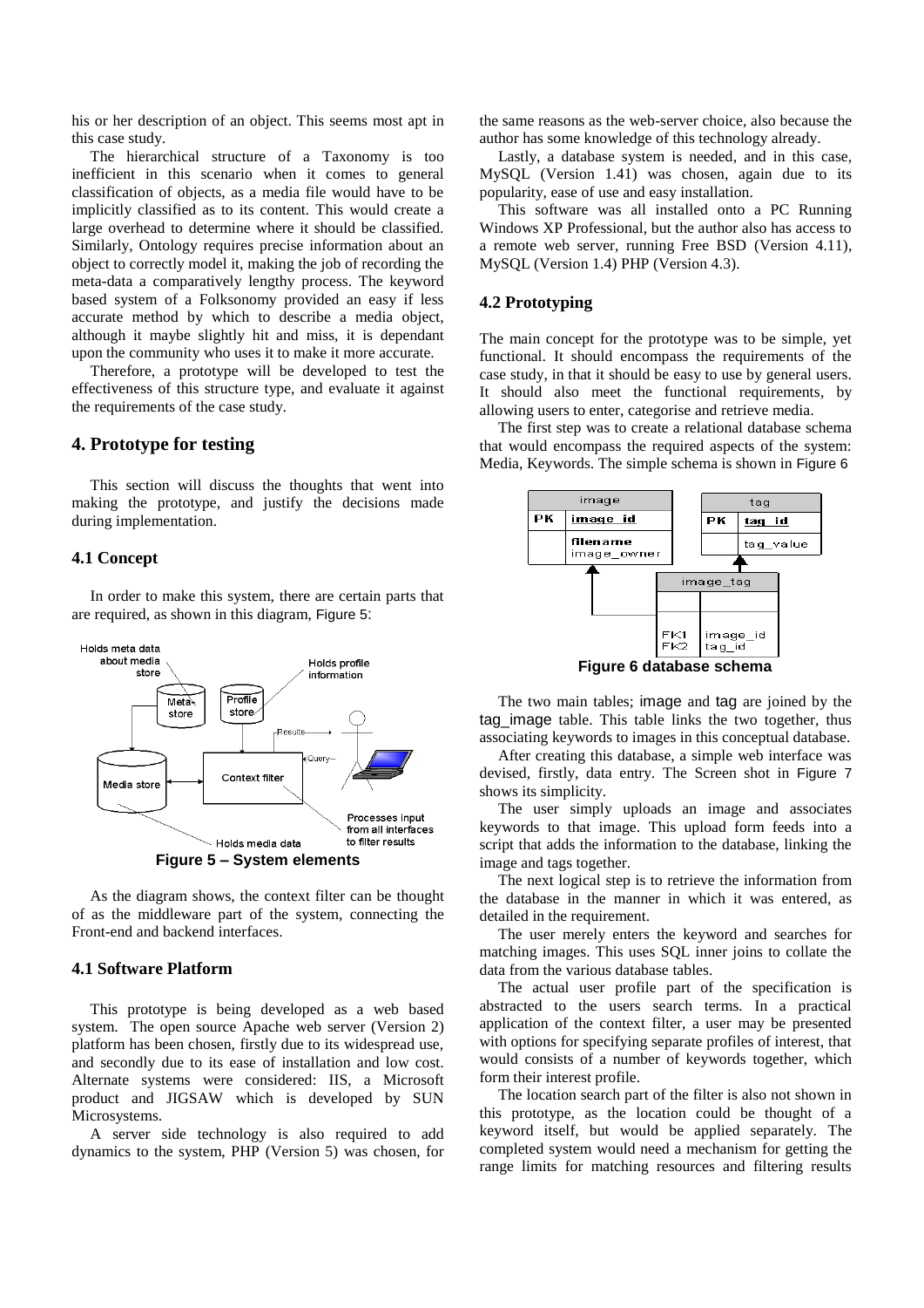his or her description of an object. This seems most apt in this case study.

The hierarchical structure of a Taxonomy is too inefficient in this scenario when it comes to general classification of objects, as a media file would have to be implicitly classified as to its content. This would create a large overhead to determine where it should be classified. Similarly, Ontology requires precise information about an object to correctly model it, making the job of recording the meta-data a comparatively lengthy process. The keyword based system of a Folksonomy provided an easy if less accurate method by which to describe a media object, although it maybe slightly hit and miss, it is dependant upon the community who uses it to make it more accurate.

Therefore, a prototype will be developed to test the effectiveness of this structure type, and evaluate it against the requirements of the case study.

## 4. Prototype for testing

This section will discuss the thoughts that went into making the prototype, and justify the decisions made during implementation.

### 4.1 Concept

In order to make this system, there are certain parts that are required, as shown in this diagram, Figure 5:

Holds meta data about media store

Holds profile information

Meta-store

Profile store

Results

Query

Media store

Context filter

Processes input from all interfaces to filter results

Holds media data

**Figure 5 – System elements**

As the diagram shows, the context filter can be thought of as the middleware part of the system, connecting the Front-end and backend interfaces.

### 4.1 Software Platform

This prototype is being developed as a web based system. The open source Apache web server (Version 2) platform has been chosen, firstly due to its widespread use, and secondly due to its ease of installation and low cost. Alternate systems were considered: IIS, a Microsoft product and JIGSAW which is developed by SUN Microsystems.

A server side technology is also required to add dynamics to the system, PHP (Version 5) was chosen, for the same reasons as the web-server choice, also because the author has some knowledge of this technology already.

Lastly, a database system is needed, and in this case, MySQL (Version 1.41) was chosen, again due to its popularity, ease of use and easy installation.

This software was all installed onto a PC Running Windows XP Professional, but the author also has access to a remote web server, running Free BSD (Version 4.11), MySQL (Version 1.4) PHP (Version 4.3).

### 4.2 Prototyping

The main concept for the prototype was to be simple, yet functional. It should encompass the requirements of the case study, in that it should be easy to use by general users. It should also meet the functional requirements, by allowing users to enter, categorise and retrieve media.

The first step was to create a relational database schema that would encompass the required aspects of the system: Media, Keywords. The simple schema is shown in Figure 6

| image | |
|---|---|
| PK | image_id |
| | filename<br>image_owner |

| tag | |
|---|---|
| PK | tag_id |
| | tag_value |

| image_tag | |
|---|---|
| | |
| FK1<br>FK2 | image_id<br>tag_id |

**Figure 6 database schema**

The two main tables; image and tag are joined by the tag_image table. This table links the two together, thus associating keywords to images in this conceptual database.

After creating this database, a simple web interface was devised, firstly, data entry. The Screen shot in Figure 7 shows its simplicity.

The user simply uploads an image and associates keywords to that image. This upload form feeds into a script that adds the information to the database, linking the image and tags together.

The next logical step is to retrieve the information from the database in the manner in which it was entered, as detailed in the requirement.

The user merely enters the keyword and searches for matching images. This uses SQL inner joins to collate the data from the various database tables.

The actual user profile part of the specification is abstracted to the users search terms. In a practical application of the context filter, a user may be presented with options for specifying separate profiles of interest, that would consists of a number of keywords together, which form their interest profile.

The location search part of the filter is also not shown in this prototype, as the location could be thought of a keyword itself, but would be applied separately. The completed system would need a mechanism for getting the range limits for matching resources and filtering results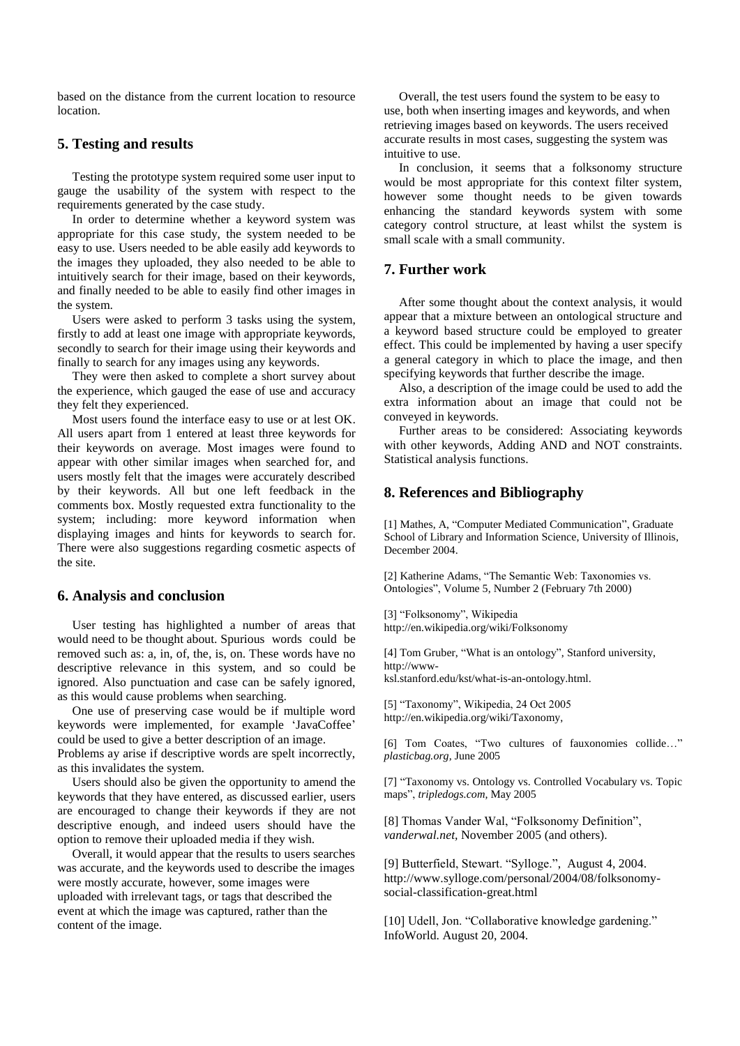based on the distance from the current location to resource location.

## 5. Testing and results

Testing the prototype system required some user input to gauge the usability of the system with respect to the requirements generated by the case study.

In order to determine whether a keyword system was appropriate for this case study, the system needed to be easy to use. Users needed to be able easily add keywords to the images they uploaded, they also needed to be able to intuitively search for their image, based on their keywords, and finally needed to be able to easily find other images in the system.

Users were asked to perform 3 tasks using the system, firstly to add at least one image with appropriate keywords, secondly to search for their image using their keywords and finally to search for any images using any keywords.

They were then asked to complete a short survey about the experience, which gauged the ease of use and accuracy they felt they experienced.

Most users found the interface easy to use or at lest OK. All users apart from 1 entered at least three keywords for their keywords on average. Most images were found to appear with other similar images when searched for, and users mostly felt that the images were accurately described by their keywords. All but one left feedback in the comments box. Mostly requested extra functionality to the system; including: more keyword information when displaying images and hints for keywords to search for. There were also suggestions regarding cosmetic aspects of the site.

## 6. Analysis and conclusion

User testing has highlighted a number of areas that would need to be thought about. Spurious words could be removed such as: a, in, of, the, is, on. These words have no descriptive relevance in this system, and so could be ignored. Also punctuation and case can be safely ignored, as this would cause problems when searching.

One use of preserving case would be if multiple word keywords were implemented, for example 'JavaCoffee' could be used to give a better description of an image.
Problems ay arise if descriptive words are spelt incorrectly, as this invalidates the system.

Users should also be given the opportunity to amend the keywords that they have entered, as discussed earlier, users are encouraged to change their keywords if they are not descriptive enough, and indeed users should have the option to remove their uploaded media if they wish.

Overall, it would appear that the results to users searches was accurate, and the keywords used to describe the images were mostly accurate, however, some images were uploaded with irrelevant tags, or tags that described the event at which the image was captured, rather than the content of the image.

Overall, the test users found the system to be easy to use, both when inserting images and keywords, and when retrieving images based on keywords. The users received accurate results in most cases, suggesting the system was intuitive to use.

In conclusion, it seems that a folksonomy structure would be most appropriate for this context filter system, however some thought needs to be given towards enhancing the standard keywords system with some category control structure, at least whilst the system is small scale with a small community.

## 7. Further work

After some thought about the context analysis, it would appear that a mixture between an ontological structure and a keyword based structure could be employed to greater effect. This could be implemented by having a user specify a general category in which to place the image, and then specifying keywords that further describe the image.

Also, a description of the image could be used to add the extra information about an image that could not be conveyed in keywords.

Further areas to be considered: Associating keywords with other keywords, Adding AND and NOT constraints. Statistical analysis functions.

## 8. References and Bibliography

[1] Mathes, A, "Computer Mediated Communication", Graduate School of Library and Information Science, University of Illinois, December 2004.

[2] Katherine Adams, "The Semantic Web: Taxonomies vs. Ontologies", Volume 5, Number 2 (February 7th 2000)

[3] "Folksonomy", Wikipedia http://en.wikipedia.org/wiki/Folksonomy

[4] Tom Gruber, "What is an ontology", Stanford university, http://www-ksl.stanford.edu/kst/what-is-an-ontology.html.

[5] "Taxonomy", Wikipedia, 24 Oct 2005 http://en.wikipedia.org/wiki/Taxonomy,

[6] Tom Coates, "Two cultures of fauxonomies collide…" *plasticbag.org*, June 2005

[7] "Taxonomy vs. Ontology vs. Controlled Vocabulary vs. Topic maps", *tripledogs.com*, May 2005

[8] Thomas Vander Wal, "Folksonomy Definition", *vanderwal.net*, November 2005 (and others).

[9] Butterfield, Stewart. "Sylloge.", August 4, 2004. http://www.sylloge.com/personal/2004/08/folksonomy-social-classification-great.html

[10] Udell, Jon. "Collaborative knowledge gardening." InfoWorld. August 20, 2004.